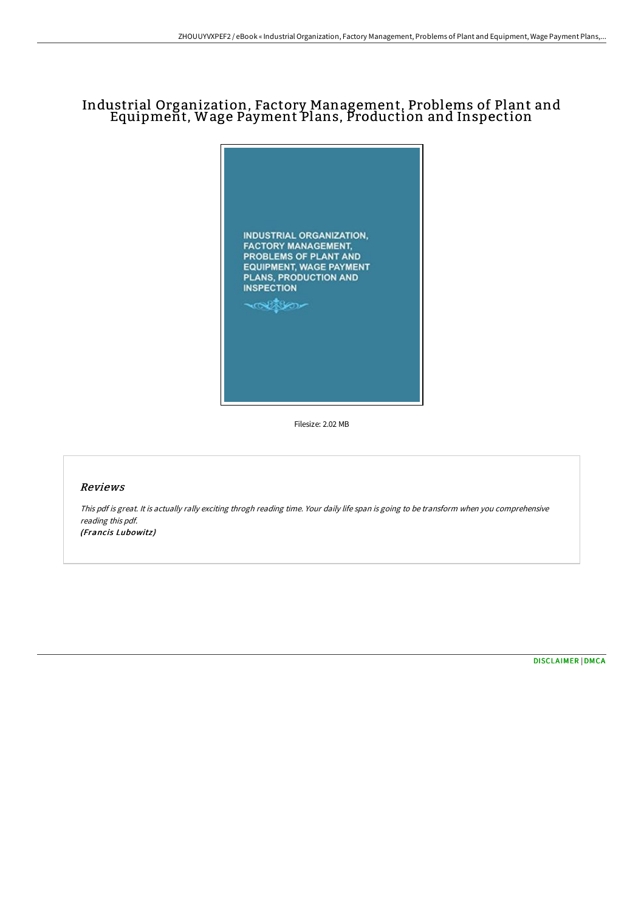# Industrial Organization, Factory Management, Problems of Plant and Equipment, Wage Payment Plans, Production and Inspection

INDUSTRIAL ORGANIZATION, FACTORY MANAGEMENT, PROBLEMS OF PLANT AND EQUIPMENT, WAGE PAYMENT PLANS, PRODUCTION AND INSPECTION

Filesize: 2.02 MB

## Reviews

*This pdf is great. It is actually rally exciting throgh reading time. Your daily life span is going to be transform when you comprehensive reading this pdf.*
***(Francis Lubowitz)***

DISCLAIMER | DMCA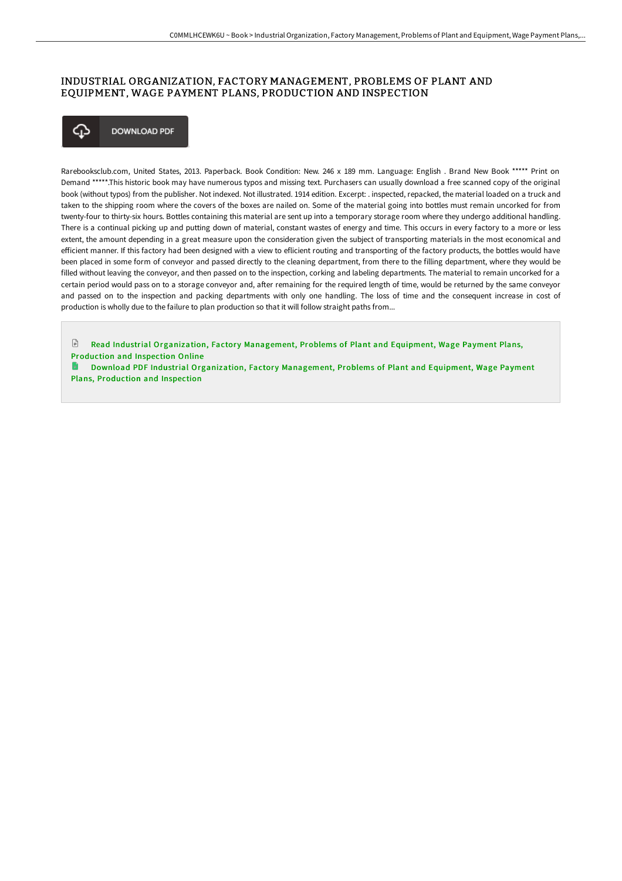# INDUSTRIAL ORGANIZATION, FACTORY MANAGEMENT, PROBLEMS OF PLANT AND EQUIPMENT, WAGE PAYMENT PLANS, PRODUCTION AND INSPECTION

DOWNLOAD PDF

Rarebooksclub.com, United States, 2013. Paperback. Book Condition: New. 246 x 189 mm. Language: English . Brand New Book ***** Print on Demand *****.This historic book may have numerous typos and missing text. Purchasers can usually download a free scanned copy of the original book (without typos) from the publisher. Not indexed. Not illustrated. 1914 edition. Excerpt: . inspected, repacked, the material loaded on a truck and taken to the shipping room where the covers of the boxes are nailed on. Some of the material going into bottles must remain uncorked for from twenty-four to thirty-six hours. Bottles containing this material are sent up into a temporary storage room where they undergo additional handling. There is a continual picking up and putting down of material, constant wastes of energy and time. This occurs in every factory to a more or less extent, the amount depending in a great measure upon the consideration given the subject of transporting materials in the most economical and efficient manner. If this factory had been designed with a view to efficient routing and transporting of the factory products, the bottles would have been placed in some form of conveyor and passed directly to the cleaning department, from there to the filling department, where they would be filled without leaving the conveyor, and then passed on to the inspection, corking and labeling departments. The material to remain uncorked for a certain period would pass on to a storage conveyor and, after remaining for the required length of time, would be returned by the same conveyor and passed on to the inspection and packing departments with only one handling. The loss of time and the consequent increase in cost of production is wholly due to the failure to plan production so that it will follow straight paths from...

Read Industrial Organization, Factory Management, Problems of Plant and Equipment, Wage Payment Plans, Production and Inspection Online

Download PDF Industrial Organization, Factory Management, Problems of Plant and Equipment, Wage Payment Plans, Production and Inspection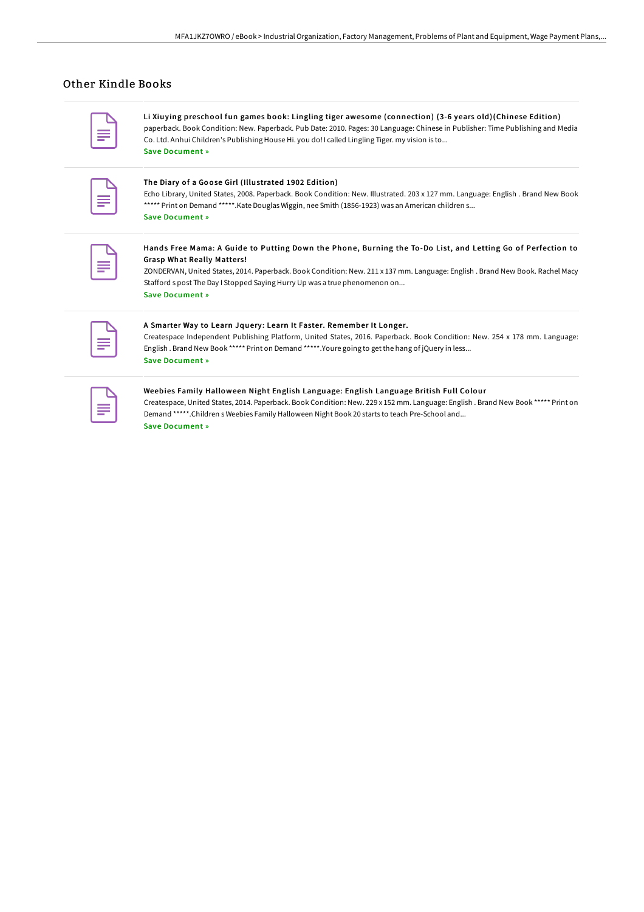## Other Kindle Books

**Li Xiuying preschool fun games book: Lingling tiger awesome (connection) (3-6 years old)(Chinese Edition)**

paperback. Book Condition: New. Paperback. Pub Date: 2010. Pages: 30 Language: Chinese in Publisher: Time Publishing and Media Co. Ltd. Anhui Children's Publishing House Hi. you do! I called Lingling Tiger. my vision is to...

Save Document »

**The Diary of a Goose Girl (Illustrated 1902 Edition)**

Echo Library, United States, 2008. Paperback. Book Condition: New. Illustrated. 203 x 127 mm. Language: English . Brand New Book ***** Print on Demand *****.Kate Douglas Wiggin, nee Smith (1856-1923) was an American children s...

Save Document »

**Hands Free Mama: A Guide to Putting Down the Phone, Burning the To-Do List, and Letting Go of Perfection to Grasp What Really Matters!**

ZONDERVAN, United States, 2014. Paperback. Book Condition: New. 211 x 137 mm. Language: English . Brand New Book. Rachel Macy Stafford s post The Day I Stopped Saying Hurry Up was a true phenomenon on...

Save Document »

**A Smarter Way to Learn Jquery: Learn It Faster. Remember It Longer.**

Createspace Independent Publishing Platform, United States, 2016. Paperback. Book Condition: New. 254 x 178 mm. Language: English . Brand New Book ***** Print on Demand *****.Youre going to get the hang of jQuery in less...

Save Document »

**Weebies Family Halloween Night English Language: English Language British Full Colour**

Createspace, United States, 2014. Paperback. Book Condition: New. 229 x 152 mm. Language: English . Brand New Book ***** Print on Demand *****.Children s Weebies Family Halloween Night Book 20 starts to teach Pre-School and...

Save Document »